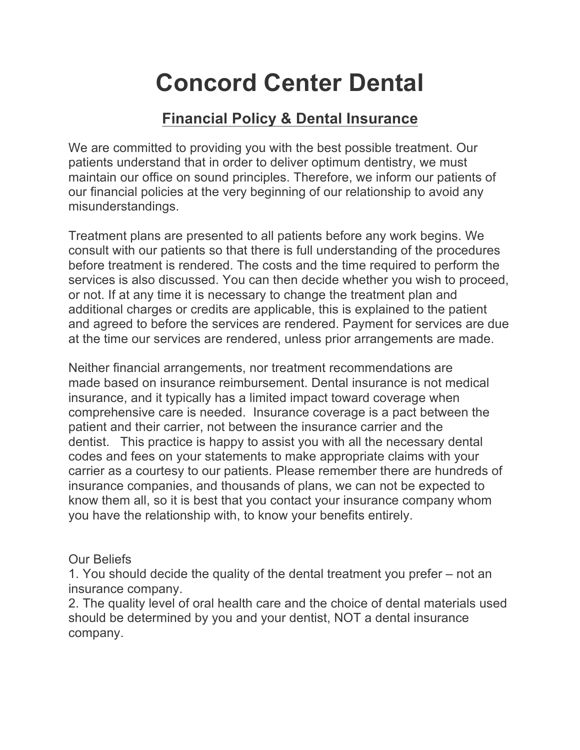# Concord Center Dental

## Financial Policy & Dental Insurance

We are committed to providing you with the best possible treatment. Our patients understand that in order to deliver optimum dentistry, we must maintain our office on sound principles. Therefore, we inform our patients of our financial policies at the very beginning of our relationship to avoid any misunderstandings.

Treatment plans are presented to all patients before any work begins. We consult with our patients so that there is full understanding of the procedures before treatment is rendered. The costs and the time required to perform the services is also discussed. You can then decide whether you wish to proceed, or not. If at any time it is necessary to change the treatment plan and additional charges or credits are applicable, this is explained to the patient and agreed to before the services are rendered. Payment for services are due at the time our services are rendered, unless prior arrangements are made.

Neither financial arrangements, nor treatment recommendations are made based on insurance reimbursement. Dental insurance is not medical insurance, and it typically has a limited impact toward coverage when comprehensive care is needed. Insurance coverage is a pact between the patient and their carrier, not between the insurance carrier and the dentist. This practice is happy to assist you with all the necessary dental codes and fees on your statements to make appropriate claims with your carrier as a courtesy to our patients. Please remember there are hundreds of insurance companies, and thousands of plans, we can not be expected to know them all, so it is best that you contact your insurance company whom you have the relationship with, to know your benefits entirely.

Our Beliefs

1. You should decide the quality of the dental treatment you prefer – not an insurance company.
2. The quality level of oral health care and the choice of dental materials used should be determined by you and your dentist, NOT a dental insurance company.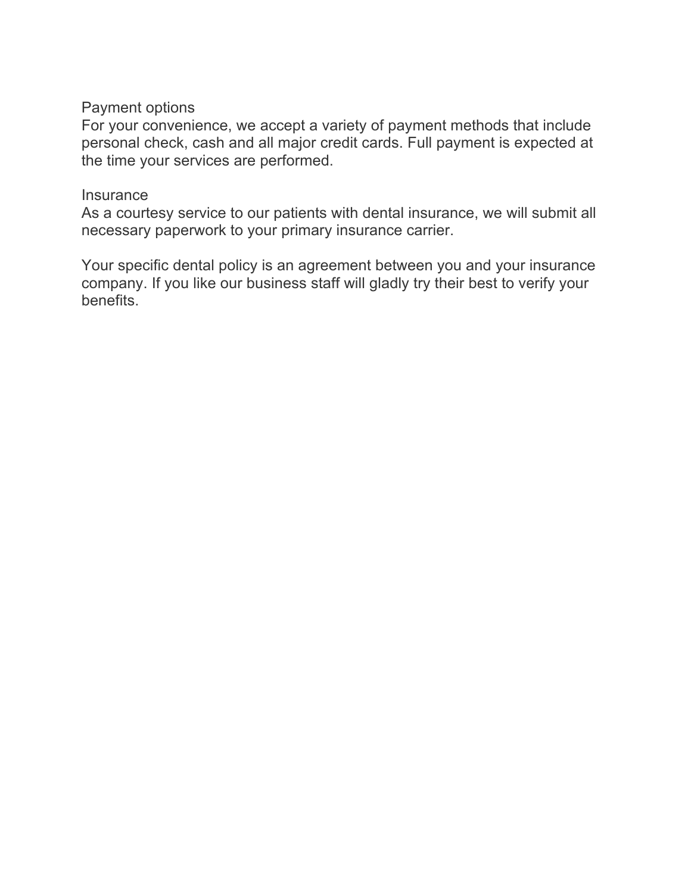## Payment options

For your convenience, we accept a variety of payment methods that include personal check, cash and all major credit cards. Full payment is expected at the time your services are performed.

## Insurance

As a courtesy service to our patients with dental insurance, we will submit all necessary paperwork to your primary insurance carrier.

Your specific dental policy is an agreement between you and your insurance company. If you like our business staff will gladly try their best to verify your benefits.